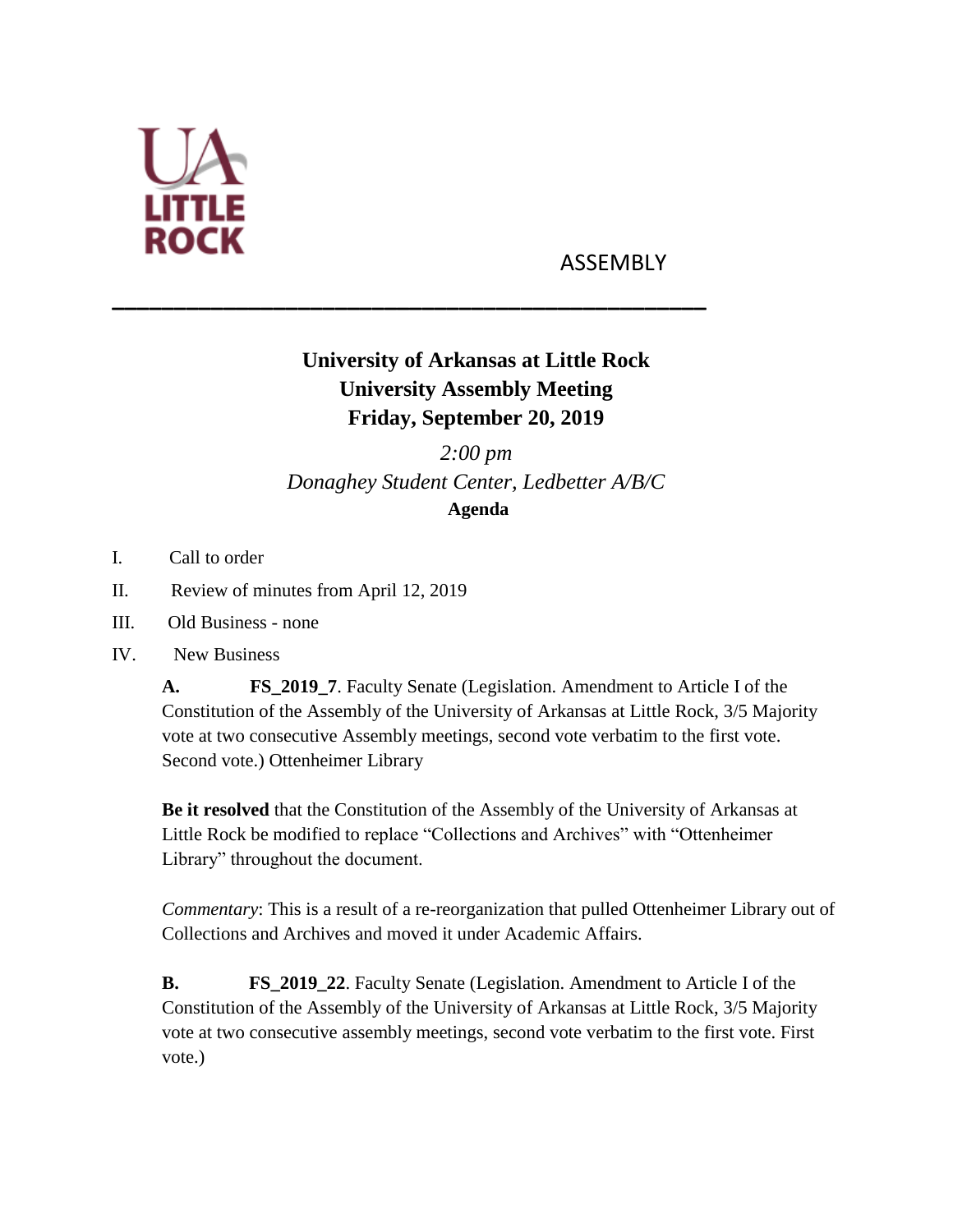UA LITTLE ROCK

ASSEMBLY

---

# University of Arkansas at Little Rock
## University Assembly Meeting
## Friday, September 20, 2019

*2:00 pm*
*Donaghey Student Center, Ledbetter A/B/C*

**Agenda**

I. Call to order

II. Review of minutes from April 12, 2019

III. Old Business - none

IV. New Business

**A.** **FS_2019_7**. Faculty Senate (Legislation. Amendment to Article I of the Constitution of the Assembly of the University of Arkansas at Little Rock, 3/5 Majority vote at two consecutive Assembly meetings, second vote verbatim to the first vote. Second vote.) Ottenheimer Library

**Be it resolved** that the Constitution of the Assembly of the University of Arkansas at Little Rock be modified to replace "Collections and Archives" with "Ottenheimer Library" throughout the document.

*Commentary*: This is a result of a re-reorganization that pulled Ottenheimer Library out of Collections and Archives and moved it under Academic Affairs.

**B.** **FS_2019_22**. Faculty Senate (Legislation. Amendment to Article I of the Constitution of the Assembly of the University of Arkansas at Little Rock, 3/5 Majority vote at two consecutive assembly meetings, second vote verbatim to the first vote. First vote.)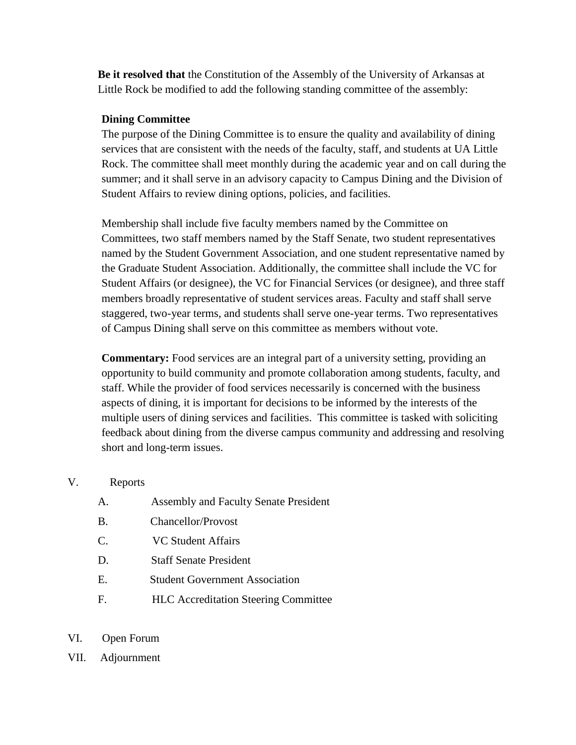**Be it resolved that** the Constitution of the Assembly of the University of Arkansas at Little Rock be modified to add the following standing committee of the assembly:

**Dining Committee**

The purpose of the Dining Committee is to ensure the quality and availability of dining services that are consistent with the needs of the faculty, staff, and students at UA Little Rock. The committee shall meet monthly during the academic year and on call during the summer; and it shall serve in an advisory capacity to Campus Dining and the Division of Student Affairs to review dining options, policies, and facilities.

Membership shall include five faculty members named by the Committee on Committees, two staff members named by the Staff Senate, two student representatives named by the Student Government Association, and one student representative named by the Graduate Student Association. Additionally, the committee shall include the VC for Student Affairs (or designee), the VC for Financial Services (or designee), and three staff members broadly representative of student services areas. Faculty and staff shall serve staggered, two-year terms, and students shall serve one-year terms. Two representatives of Campus Dining shall serve on this committee as members without vote.

**Commentary:** Food services are an integral part of a university setting, providing an opportunity to build community and promote collaboration among students, faculty, and staff. While the provider of food services necessarily is concerned with the business aspects of dining, it is important for decisions to be informed by the interests of the multiple users of dining services and facilities. This committee is tasked with soliciting feedback about dining from the diverse campus community and addressing and resolving short and long-term issues.

V. Reports

A. Assembly and Faculty Senate President

B. Chancellor/Provost

C. VC Student Affairs

D. Staff Senate President

E. Student Government Association

F. HLC Accreditation Steering Committee

VI. Open Forum

VII. Adjournment